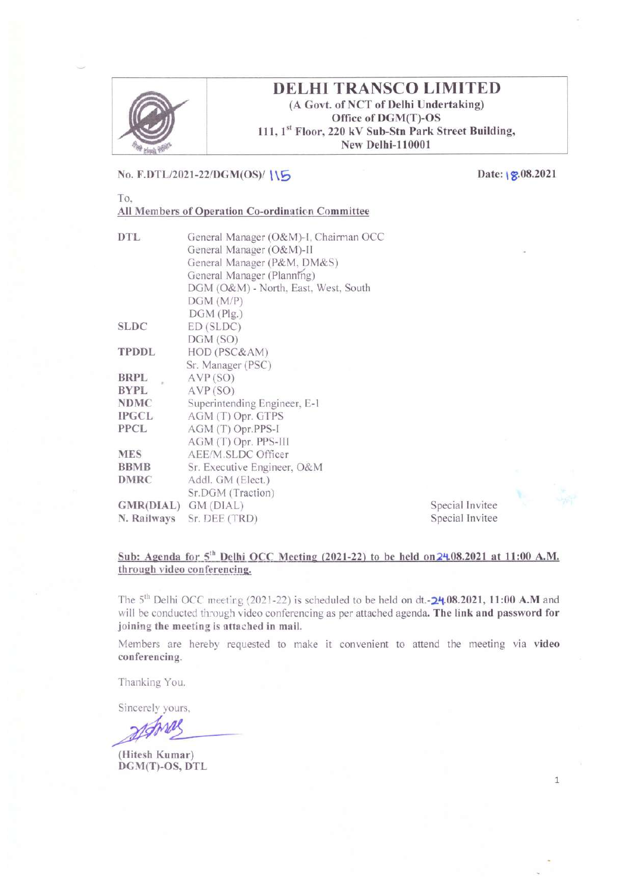# DELHI TRANSCO LIMITED

**(A Govt. of NCT of Delhi Undertaking)**
**Office of DGM(T)-OS**
**111, 1st Floor, 220 kV Sub-Stn Park Street Building,**
**New Delhi-110001**

**No. F.DTL/2021-22/DGM(OS)/ 115** **Date: 18.08.2021**

To,
**All Members of Operation Co-ordination Committee**

| | | |
|---|---|---|
| **DTL** | General Manager (O&M)-I, Chairman OCC | |
| | General Manager (O&M)-II | |
| | General Manager (P&M, DM&S) | |
| | General Manager (Planning) | |
| | DGM (O&M) - North, East, West, South | |
| | DGM (M/P) | |
| | DGM (Plg.) | |
| **SLDC** | ED (SLDC) | |
| | DGM (SO) | |
| **TPDDL** | HOD (PSC&AM) | |
| | Sr. Manager (PSC) | |
| **BRPL** | AVP (SO) | |
| **BYPL** | AVP (SO) | |
| **NDMC** | Superintending Engineer, E-I | |
| **IPGCL** | AGM (T) Opr. GTPS | |
| **PPCL** | AGM (T) Opr.PPS-I | |
| | AGM (T) Opr. PPS-III | |
| **MES** | AEE/M.SLDC Officer | |
| **BBMB** | Sr. Executive Engineer, O&M | |
| **DMRC** | Addl. GM (Elect.) | |
| | Sr.DGM (Traction) | |
| **GMR(DIAL)** | GM (DIAL) | Special Invitee |
| **N. Railways** | Sr. DEE (TRD) | Special Invitee |

**Sub: Agenda for 5th Delhi OCC Meeting (2021-22) to be held on 24.08.2021 at 11:00 A.M. through video conferencing.**

The 5th Delhi OCC meeting (2021-22) is scheduled to be held on dt.-24.08.2021, **11:00 A.M** and will be conducted through video conferencing as per attached agenda. **The link and password for joining the meeting is attached in mail.**

Members are hereby requested to make it convenient to attend the meeting via **video conferencing**.

Thanking You.

Sincerely yours,

**(Hitesh Kumar)**
**DGM(T)-OS, DTL**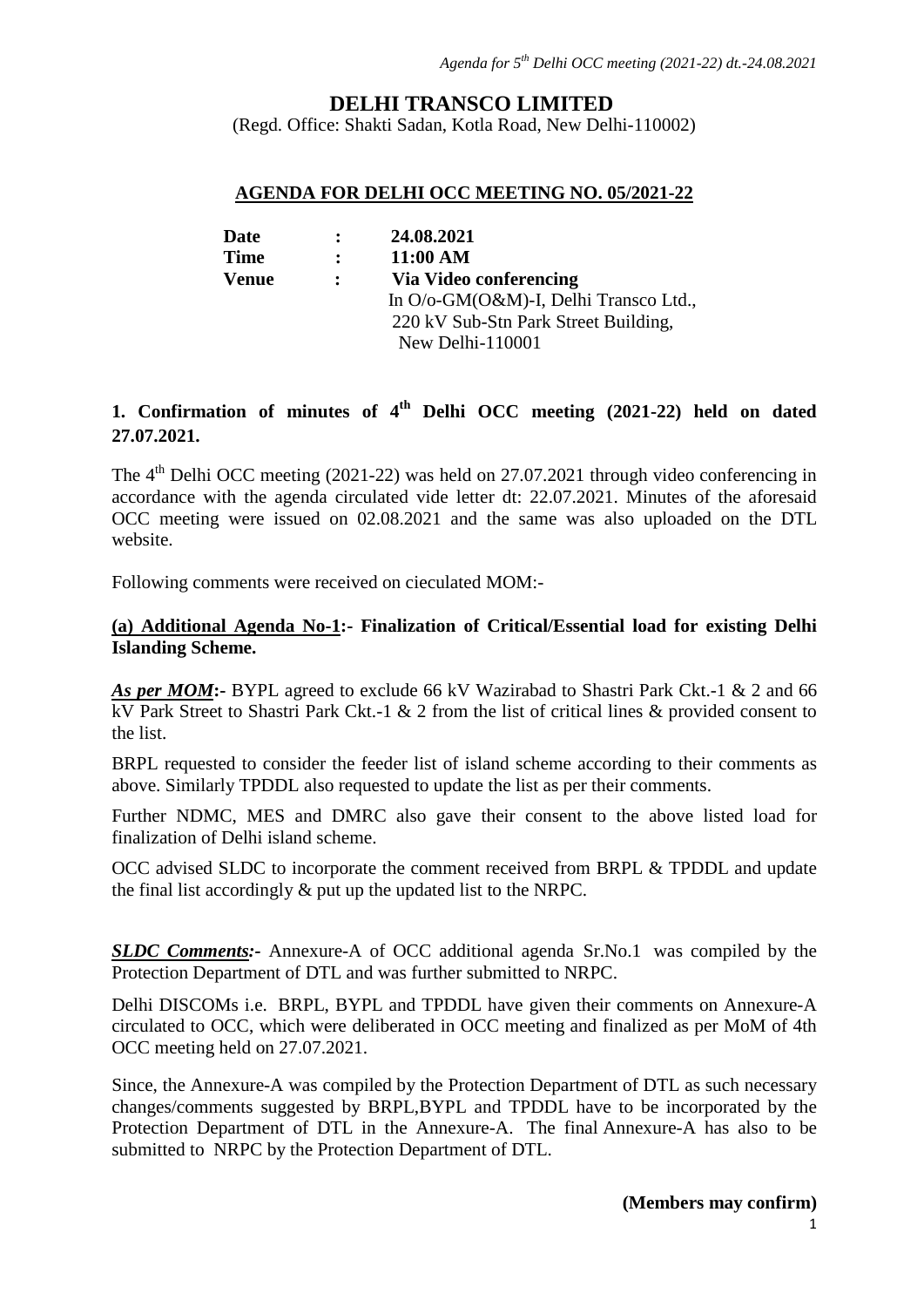**DELHI TRANSCO LIMITED**

(Regd. Office: Shakti Sadan, Kotla Road, New Delhi-110002)

**AGENDA FOR DELHI OCC MEETING NO. 05/2021-22**

| | | |
|---|---|---|
| **Date** | **:** | **24.08.2021** |
| **Time** | **:** | **11:00 AM** |
| **Venue** | **:** | **Via Video conferencing** In O/o-GM(O&M)-I, Delhi Transco Ltd., 220 kV Sub-Stn Park Street Building, New Delhi-110001 |

## 1. Confirmation of minutes of 4th Delhi OCC meeting (2021-22) held on dated 27.07.2021.

The 4th Delhi OCC meeting (2021-22) was held on 27.07.2021 through video conferencing in accordance with the agenda circulated vide letter dt: 22.07.2021. Minutes of the aforesaid OCC meeting were issued on 02.08.2021 and the same was also uploaded on the DTL website.

Following comments were received on cieculated MOM:-

**(a) Additional Agenda No-1:- Finalization of Critical/Essential load for existing Delhi Islanding Scheme.**

***As per MOM*:-** BYPL agreed to exclude 66 kV Wazirabad to Shastri Park Ckt.-1 & 2 and 66 kV Park Street to Shastri Park Ckt.-1 & 2 from the list of critical lines & provided consent to the list.

BRPL requested to consider the feeder list of island scheme according to their comments as above. Similarly TPDDL also requested to update the list as per their comments.

Further NDMC, MES and DMRC also gave their consent to the above listed load for finalization of Delhi island scheme.

OCC advised SLDC to incorporate the comment received from BRPL & TPDDL and update the final list accordingly & put up the updated list to the NRPC.

***SLDC Comments:-*** Annexure-A of OCC additional agenda Sr.No.1 was compiled by the Protection Department of DTL and was further submitted to NRPC.

Delhi DISCOMs i.e. BRPL, BYPL and TPDDL have given their comments on Annexure-A circulated to OCC, which were deliberated in OCC meeting and finalized as per MoM of 4th OCC meeting held on 27.07.2021.

Since, the Annexure-A was compiled by the Protection Department of DTL as such necessary changes/comments suggested by BRPL,BYPL and TPDDL have to be incorporated by the Protection Department of DTL in the Annexure-A. The final Annexure-A has also to be submitted to NRPC by the Protection Department of DTL.

**(Members may confirm)**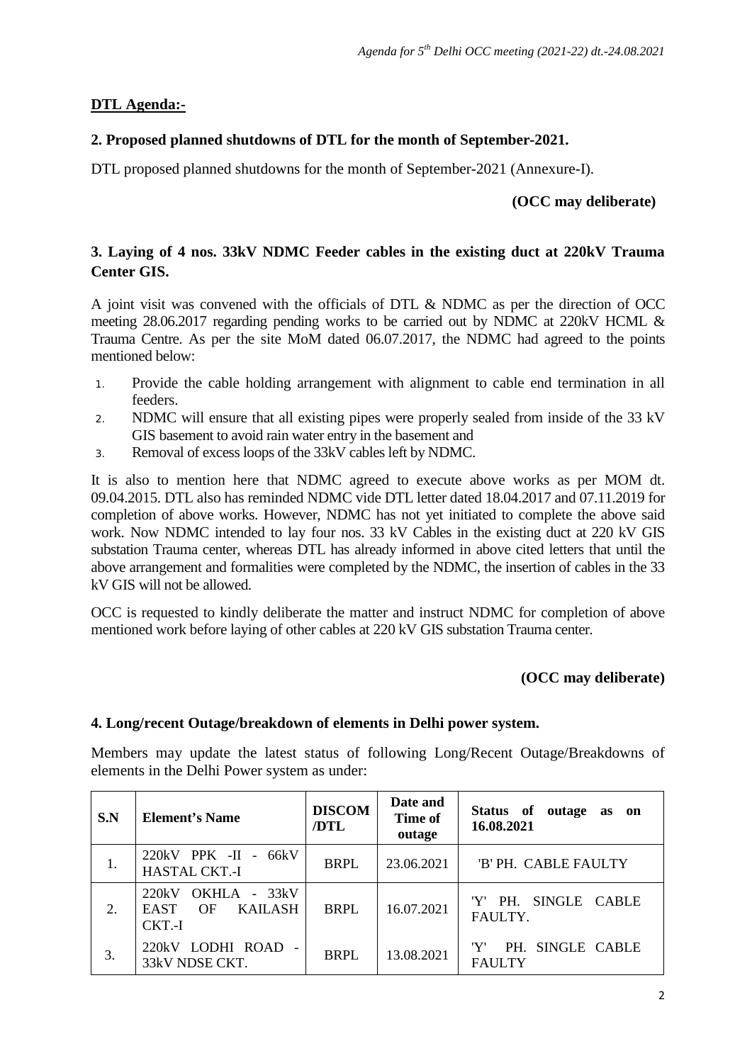## DTL Agenda:-

### 2. Proposed planned shutdowns of DTL for the month of September-2021.

DTL proposed planned shutdowns for the month of September-2021 (Annexure-I).

**(OCC may deliberate)**

### 3. Laying of 4 nos. 33kV NDMC Feeder cables in the existing duct at 220kV Trauma Center GIS.

A joint visit was convened with the officials of DTL & NDMC as per the direction of OCC meeting 28.06.2017 regarding pending works to be carried out by NDMC at 220kV HCML & Trauma Centre. As per the site MoM dated 06.07.2017, the NDMC had agreed to the points mentioned below:

1. Provide the cable holding arrangement with alignment to cable end termination in all feeders.
2. NDMC will ensure that all existing pipes were properly sealed from inside of the 33 kV GIS basement to avoid rain water entry in the basement and
3. Removal of excess loops of the 33kV cables left by NDMC.

It is also to mention here that NDMC agreed to execute above works as per MOM dt. 09.04.2015. DTL also has reminded NDMC vide DTL letter dated 18.04.2017 and 07.11.2019 for completion of above works. However, NDMC has not yet initiated to complete the above said work. Now NDMC intended to lay four nos. 33 kV Cables in the existing duct at 220 kV GIS substation Trauma center, whereas DTL has already informed in above cited letters that until the above arrangement and formalities were completed by the NDMC, the insertion of cables in the 33 kV GIS will not be allowed.

OCC is requested to kindly deliberate the matter and instruct NDMC for completion of above mentioned work before laying of other cables at 220 kV GIS substation Trauma center.

**(OCC may deliberate)**

### 4. Long/recent Outage/breakdown of elements in Delhi power system.

Members may update the latest status of following Long/Recent Outage/Breakdowns of elements in the Delhi Power system as under:

| S.N | Element's Name | DISCOM /DTL | Date and Time of outage | Status of outage as on 16.08.2021 |
|---|---|---|---|---|
| 1. | 220kV PPK -II - 66kV HASTAL CKT.-I | BRPL | 23.06.2021 | 'B' PH. CABLE FAULTY |
| 2. | 220kV OKHLA - 33kV EAST OF KAILASH CKT.-I | BRPL | 16.07.2021 | 'Y' PH. SINGLE CABLE FAULTY. |
| 3. | 220kV LODHI ROAD - 33kV NDSE CKT. | BRPL | 13.08.2021 | 'Y' PH. SINGLE CABLE FAULTY |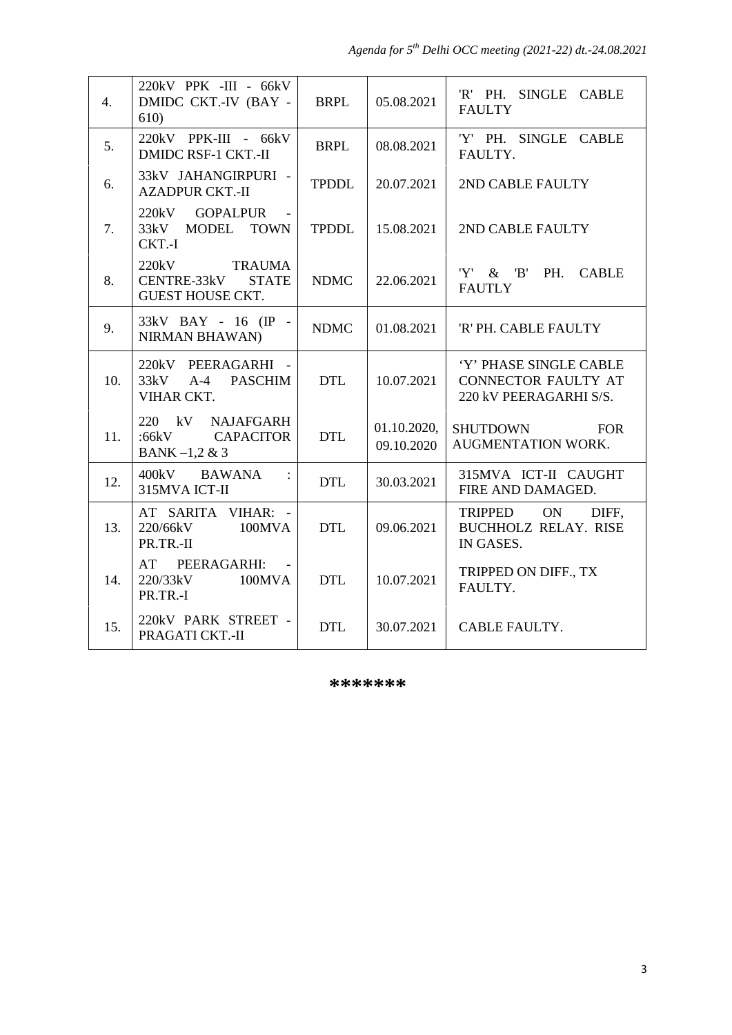| | | | | |
|---|---|---|---|---|
| 4. | 220kV PPK -III - 66kV DMIDC CKT.-IV (BAY - 610) | BRPL | 05.08.2021 | 'R' PH. SINGLE CABLE FAULTY |
| 5. | 220kV PPK-III - 66kV DMIDC RSF-1 CKT.-II | BRPL | 08.08.2021 | 'Y' PH. SINGLE CABLE FAULTY. |
| 6. | 33kV JAHANGIRPURI - AZADPUR CKT.-II | TPDDL | 20.07.2021 | 2ND CABLE FAULTY |
| 7. | 220kV GOPALPUR - 33kV MODEL TOWN CKT.-I | TPDDL | 15.08.2021 | 2ND CABLE FAULTY |
| 8. | 220kV TRAUMA CENTRE-33kV STATE GUEST HOUSE CKT. | NDMC | 22.06.2021 | 'Y' & 'B' PH. CABLE FAUTLY |
| 9. | 33kV BAY - 16 (IP - NIRMAN BHAWAN) | NDMC | 01.08.2021 | 'R' PH. CABLE FAULTY |
| 10. | 220kV PEERAGARHI - 33kV A-4 PASCHIM VIHAR CKT. | DTL | 10.07.2021 | 'Y' PHASE SINGLE CABLE CONNECTOR FAULTY AT 220 kV PEERAGARHI S/S. |
| 11. | 220 kV NAJAFGARH :66kV CAPACITOR BANK –1,2 & 3 | DTL | 01.10.2020, 09.10.2020 | SHUTDOWN FOR AUGMENTATION WORK. |
| 12. | 400kV BAWANA : 315MVA ICT-II | DTL | 30.03.2021 | 315MVA ICT-II CAUGHT FIRE AND DAMAGED. |
| 13. | AT SARITA VIHAR: - 220/66kV 100MVA PR.TR.-II | DTL | 09.06.2021 | TRIPPED ON DIFF, BUCHHOLZ RELAY. RISE IN GASES. |
| 14. | AT PEERAGARHI: - 220/33kV 100MVA PR.TR.-I | DTL | 10.07.2021 | TRIPPED ON DIFF., TX FAULTY. |
| 15. | 220kV PARK STREET - PRAGATI CKT.-II | DTL | 30.07.2021 | CABLE FAULTY. |

\*\*\*\*\*\*\*